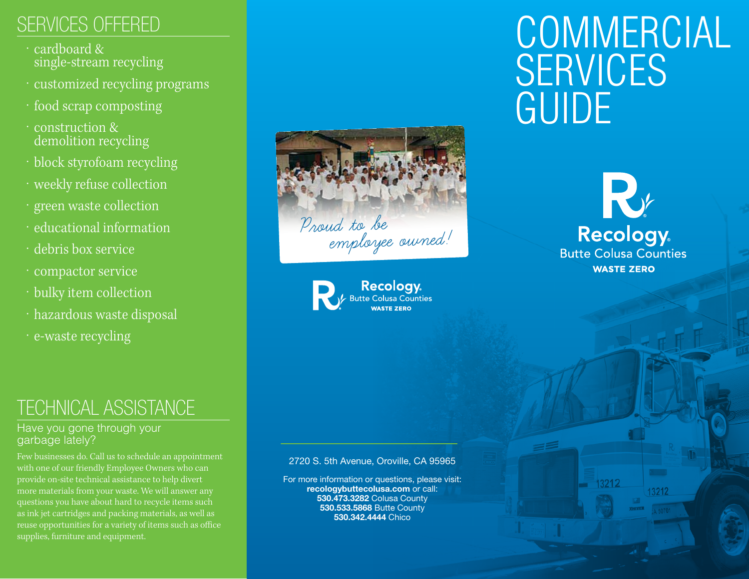## SERVICES OFFERED

- cardboard & single-stream recycling
- customized recycling programs
- food scrap composting
- construction & demolition recycling
- block styrofoam recycling
- weekly refuse collection
- green waste collection
- educational information
- debris box service
- compactor service
- bulky item collection
- hazardous waste disposal
- e-waste recycling

## TECHNICAL ASSISTANCE

Have you gone through your garbage lately?

Few businesses do. Call us to schedule an appointment with one of our friendly Employee Owners who can provide on-site technical assistance to help divert more materials from your waste. We will answer any questions you have about hard to recycle items such as ink jet cartridges and packing materials, as well as reuse opportunities for a variety of items such as office supplies, furniture and equipment.

*Proud to be employee owned!*

Recology. Butte Colusa Counties WASTE ZERO

2720 S. 5th Avenue, Oroville, CA 95965

For more information or questions, please visit:
**recologybuttecolusa.com** or call:
**530.473.3282** Colusa County
**530.533.5868** Butte County
**530.342.4444** Chico

# COMMERCIAL SERVICES GUIDE

Recology. Butte Colusa Counties WASTE ZERO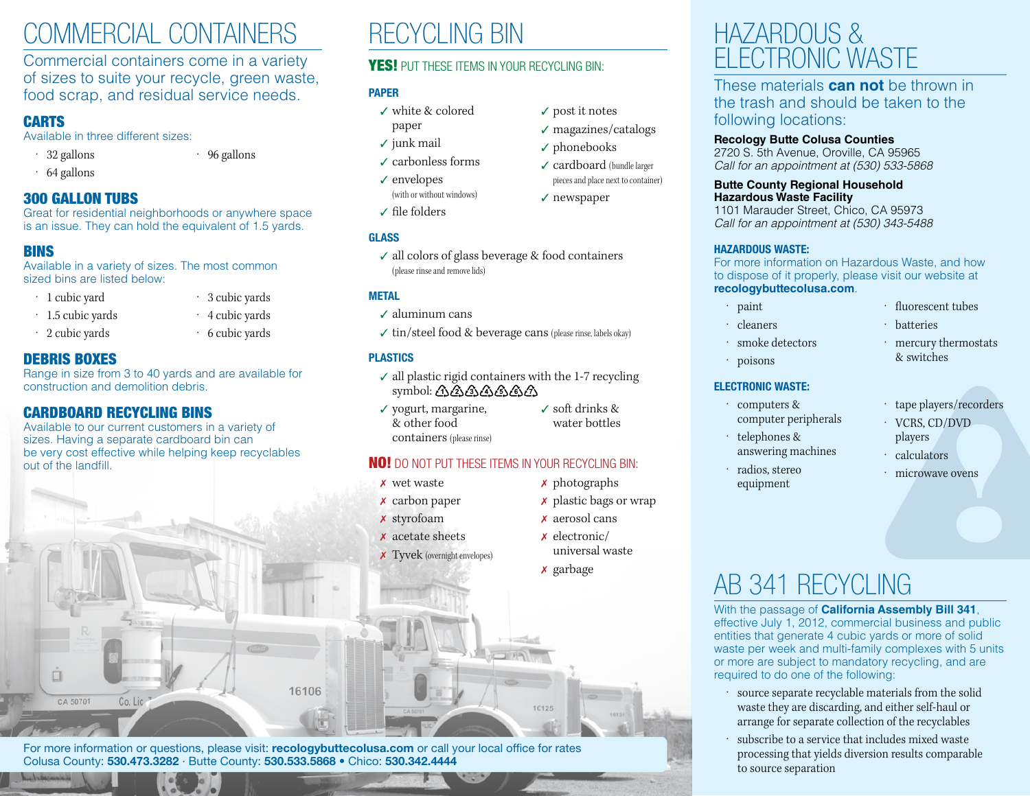# COMMERCIAL CONTAINERS

Commercial containers come in a variety of sizes to suite your recycle, green waste, food scrap, and residual service needs.

## CARTS

Available in three different sizes:

- 32 gallons
- 64 gallons
- 96 gallons

## 300 GALLON TUBS

Great for residential neighborhoods or anywhere space is an issue. They can hold the equivalent of 1.5 yards.

## BINS

Available in a variety of sizes. The most common sized bins are listed below:

- 1 cubic yard
- 1.5 cubic yards
- 2 cubic yards
- 3 cubic yards
- 4 cubic yards
- 6 cubic yards

## DEBRIS BOXES

Range in size from 3 to 40 yards and are available for construction and demolition debris.

## CARDBOARD RECYCLING BINS

Available to our current customers in a variety of sizes. Having a separate cardboard bin can be very cost effective while helping keep recyclables out of the landfill.

# RECYCLING BIN

**YES!** PUT THESE ITEMS IN YOUR RECYCLING BIN:

### PAPER

- ✓ white & colored paper
- ✓ junk mail
- ✓ carbonless forms
- ✓ envelopes (with or without windows)
- ✓ file folders
- ✓ post it notes
- ✓ magazines/catalogs
- ✓ phonebooks
- ✓ cardboard (bundle larger pieces and place next to container)
- ✓ newspaper

### GLASS

- ✓ all colors of glass beverage & food containers (please rinse and remove lids)

### METAL

- ✓ aluminum cans
- ✓ tin/steel food & beverage cans (please rinse, labels okay)

### PLASTICS

- ✓ all plastic rigid containers with the 1-7 recycling symbol: ♳♴♵♶♷♸♹
- ✓ yogurt, margarine, & other food containers (please rinse)
- ✓ soft drinks & water bottles

**NO!** DO NOT PUT THESE ITEMS IN YOUR RECYCLING BIN:

- ✗ wet waste
- ✗ carbon paper
- ✗ styrofoam
- ✗ acetate sheets
- ✗ Tyvek (overnight envelopes)
- ✗ photographs
- ✗ plastic bags or wrap
- ✗ aerosol cans
- ✗ electronic/ universal waste
- ✗ garbage

# HAZARDOUS & ELECTRONIC WASTE

These materials **can not** be thrown in the trash and should be taken to the following locations:

**Recology Butte Colusa Counties**
2720 S. 5th Avenue, Oroville, CA 95965
*Call for an appointment at (530) 533-5868*

**Butte County Regional Household Hazardous Waste Facility**
1101 Marauder Street, Chico, CA 95973
*Call for an appointment at (530) 343-5488*

### HAZARDOUS WASTE:

For more information on Hazardous Waste, and how to dispose of it properly, please visit our website at **recologybuttecolusa.com**.

- paint
- cleaners
- smoke detectors
- poisons
- fluorescent tubes
- batteries
- mercury thermostats & switches

### ELECTRONIC WASTE:

- computers & computer peripherals
- telephones & answering machines
- radios, stereo equipment
- tape players/recorders
- VCRS, CD/DVD players
- calculators
- microwave ovens

# AB 341 RECYCLING

With the passage of **California Assembly Bill 341**, effective July 1, 2012, commercial business and public entities that generate 4 cubic yards or more of solid waste per week and multi-family complexes with 5 units or more are subject to mandatory recycling, and are required to do one of the following:

- source separate recyclable materials from the solid waste they are discarding, and either self-haul or arrange for separate collection of the recyclables
- subscribe to a service that includes mixed waste processing that yields diversion results comparable to source separation

For more information or questions, please visit: **recologybuttecolusa.com** or call your local office for rates
Colusa County: **530.473.3282** · Butte County: **530.533.5868** • Chico: **530.342.4444**